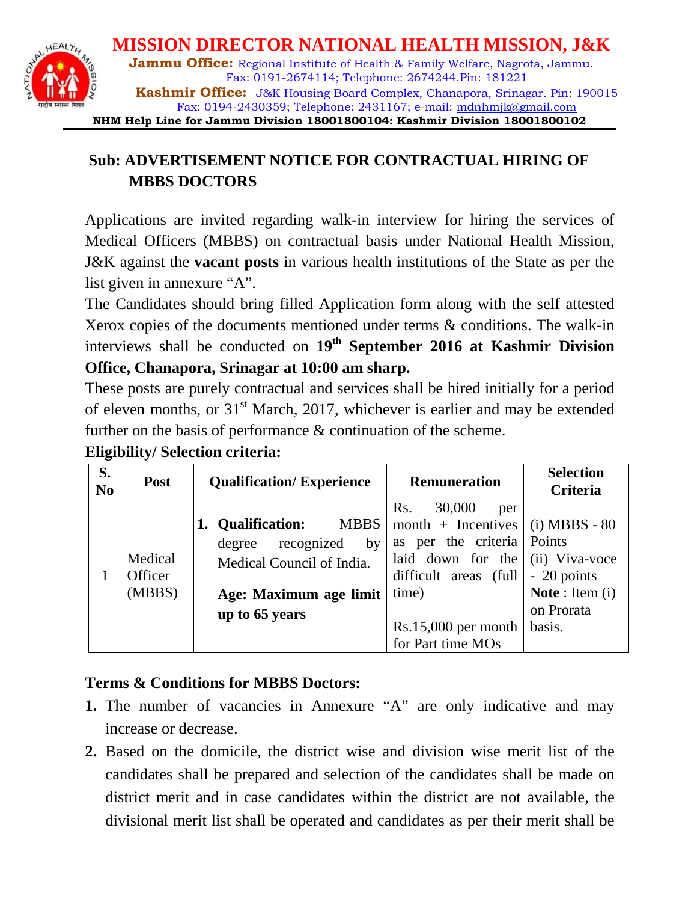# MISSION DIRECTOR NATIONAL HEALTH MISSION, J&K

**Jammu Office:** Regional Institute of Health & Family Welfare, Nagrota, Jammu.
Fax: 0191-2674114; Telephone: 2674244.Pin: 181221

**Kashmir Office:** J&K Housing Board Complex, Chanapora, Srinagar. Pin: 190015
Fax: 0194-2430359; Telephone: 2431167; e-mail: mdnhmjk@gmail.com

**NHM Help Line for Jammu Division 18001800104: Kashmir Division 18001800102**

## Sub: ADVERTISEMENT NOTICE FOR CONTRACTUAL HIRING OF MBBS DOCTORS

Applications are invited regarding walk-in interview for hiring the services of Medical Officers (MBBS) on contractual basis under National Health Mission, J&K against the **vacant posts** in various health institutions of the State as per the list given in annexure "A".

The Candidates should bring filled Application form along with the self attested Xerox copies of the documents mentioned under terms & conditions. The walk-in interviews shall be conducted on **19th September 2016 at Kashmir Division Office, Chanapora, Srinagar at 10:00 am sharp.**

These posts are purely contractual and services shall be hired initially for a period of eleven months, or 31st March, 2017, whichever is earlier and may be extended further on the basis of performance & continuation of the scheme.

**Eligibility/ Selection criteria:**

| S. No | Post | Qualification/ Experience | Remuneration | Selection Criteria |
|---|---|---|---|---|
| 1 | Medical Officer (MBBS) | 1. **Qualification:** MBBS degree recognized by Medical Council of India. **Age: Maximum age limit up to 65 years** | Rs. 30,000 per month + Incentives as per the criteria laid down for the difficult areas (full time) Rs.15,000 per month for Part time MOs | (i) MBBS - 80 Points (ii) Viva-voce - 20 points **Note** : Item (i) on Prorata basis. |

**Terms & Conditions for MBBS Doctors:**

1. The number of vacancies in Annexure "A" are only indicative and may increase or decrease.
2. Based on the domicile, the district wise and division wise merit list of the candidates shall be prepared and selection of the candidates shall be made on district merit and in case candidates within the district are not available, the divisional merit list shall be operated and candidates as per their merit shall be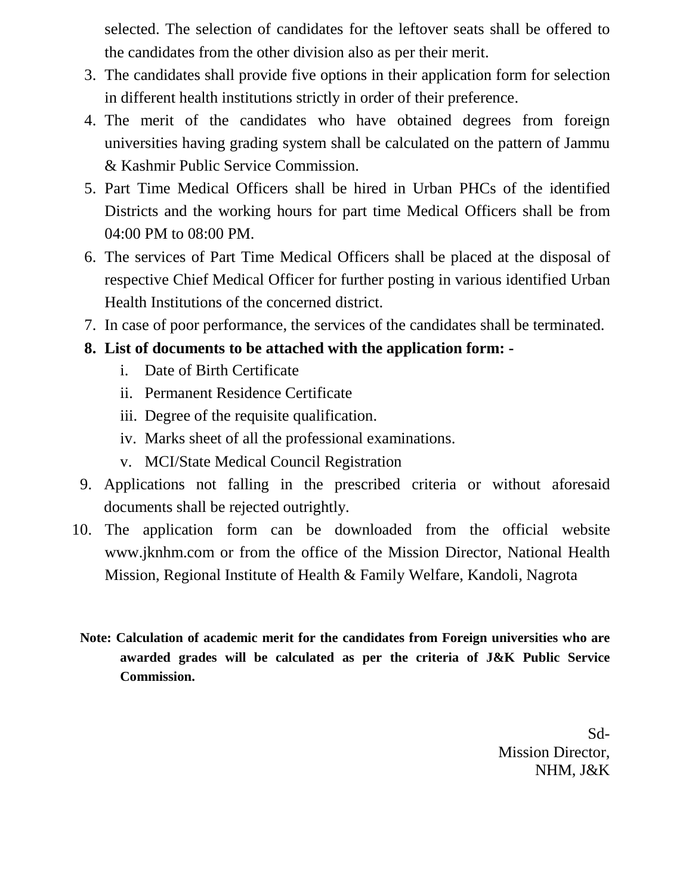selected. The selection of candidates for the leftover seats shall be offered to the candidates from the other division also as per their merit.

3. The candidates shall provide five options in their application form for selection in different health institutions strictly in order of their preference.
4. The merit of the candidates who have obtained degrees from foreign universities having grading system shall be calculated on the pattern of Jammu & Kashmir Public Service Commission.
5. Part Time Medical Officers shall be hired in Urban PHCs of the identified Districts and the working hours for part time Medical Officers shall be from 04:00 PM to 08:00 PM.
6. The services of Part Time Medical Officers shall be placed at the disposal of respective Chief Medical Officer for further posting in various identified Urban Health Institutions of the concerned district.
7. In case of poor performance, the services of the candidates shall be terminated.
8. **List of documents to be attached with the application form: -**
   i. Date of Birth Certificate
   ii. Permanent Residence Certificate
   iii. Degree of the requisite qualification.
   iv. Marks sheet of all the professional examinations.
   v. MCI/State Medical Council Registration
9. Applications not falling in the prescribed criteria or without aforesaid documents shall be rejected outrightly.
10. The application form can be downloaded from the official website www.jknhm.com or from the office of the Mission Director, National Health Mission, Regional Institute of Health & Family Welfare, Kandoli, Nagrota

**Note: Calculation of academic merit for the candidates from Foreign universities who are awarded grades will be calculated as per the criteria of J&K Public Service Commission.**

Sd-
Mission Director,
NHM, J&K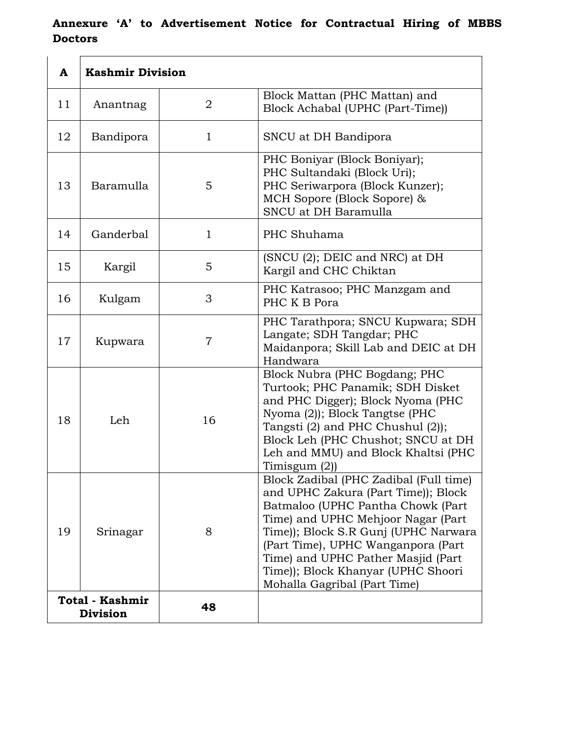**Annexure 'A' to Advertisement Notice for Contractual Hiring of MBBS Doctors**

| A | Kashmir Division | | |
|---|---|---|---|
| 11 | Anantnag | 2 | Block Mattan (PHC Mattan) and Block Achabal (UPHC (Part-Time)) |
| 12 | Bandipora | 1 | SNCU at DH Bandipora |
| 13 | Baramulla | 5 | PHC Boniyar (Block Boniyar); PHC Sultandaki (Block Uri); PHC Seriwarpora (Block Kunzer); MCH Sopore (Block Sopore) & SNCU at DH Baramulla |
| 14 | Ganderbal | 1 | PHC Shuhama |
| 15 | Kargil | 5 | (SNCU (2); DEIC and NRC) at DH Kargil and CHC Chiktan |
| 16 | Kulgam | 3 | PHC Katrasoo; PHC Manzgam and PHC K B Pora |
| 17 | Kupwara | 7 | PHC Tarathpora; SNCU Kupwara; SDH Langate; SDH Tangdar; PHC Maidanpora; Skill Lab and DEIC at DH Handwara |
| 18 | Leh | 16 | Block Nubra (PHC Bogdang; PHC Turtook; PHC Panamik; SDH Disket and PHC Digger); Block Nyoma (PHC Nyoma (2)); Block Tangtse (PHC Tangsti (2) and PHC Chushul (2)); Block Leh (PHC Chushot; SNCU at DH Leh and MMU) and Block Khaltsi (PHC Timisgum (2)) |
| 19 | Srinagar | 8 | Block Zadibal (PHC Zadibal (Full time) and UPHC Zakura (Part Time)); Block Batmaloo (UPHC Pantha Chowk (Part Time) and UPHC Mehjoor Nagar (Part Time)); Block S.R Gunj (UPHC Narwara (Part Time), UPHC Wanganpora (Part Time) and UPHC Pather Masjid (Part Time)); Block Khanyar (UPHC Shoori Mohalla Gagribal (Part Time) |
| **Total - Kashmir Division** | | **48** | |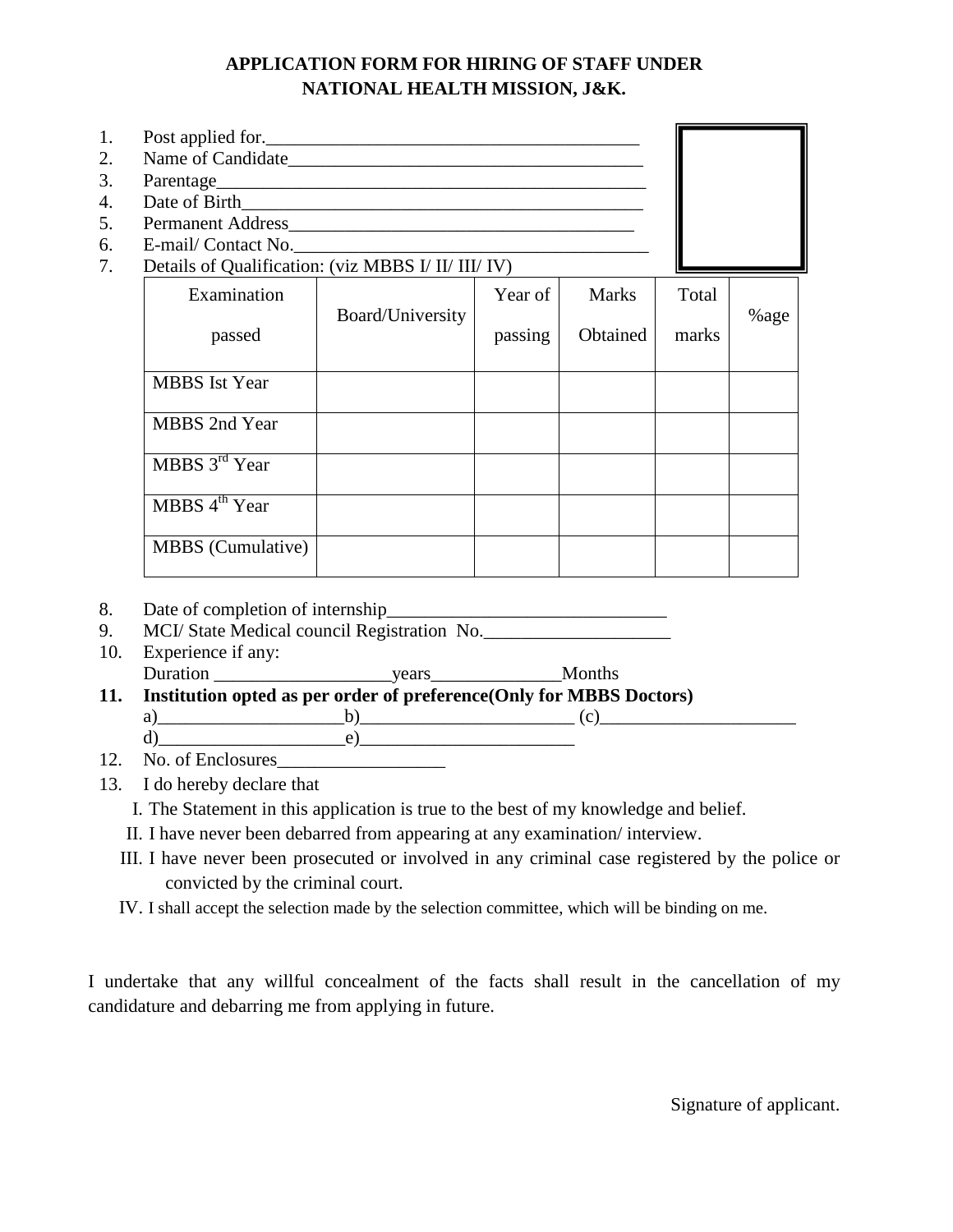**APPLICATION FORM FOR HIRING OF STAFF UNDER NATIONAL HEALTH MISSION, J&K.**

1. Post applied for.________________________________________
2. Name of Candidate______________________________________
3. Parentage______________________________________________
4. Date of Birth____________________________________________
5. Permanent Address______________________________________
6. E-mail/ Contact No.______________________________________
7. Details of Qualification: (viz MBBS I/ II/ III/ IV)

| Examination passed | Board/University | Year of passing | Marks Obtained | Total marks | %age |
|---|---|---|---|---|---|
| MBBS Ist Year | | | | | |
| MBBS 2nd Year | | | | | |
| MBBS 3rd Year | | | | | |
| MBBS 4th Year | | | | | |
| MBBS (Cumulative) | | | | | |

8. Date of completion of internship______________________________
9. MCI/ State Medical council Registration No.____________________
10. Experience if any:
    Duration ___________________years______________Months
11. **Institution opted as per order of preference(Only for MBBS Doctors)**
    a)___________________b)_______________________ (c)_____________________
    d)____________________e)_______________________
12. No. of Enclosures__________________
13. I do hereby declare that
    I. The Statement in this application is true to the best of my knowledge and belief.
    II. I have never been debarred from appearing at any examination/ interview.
    III. I have never been prosecuted or involved in any criminal case registered by the police or convicted by the criminal court.
    IV. I shall accept the selection made by the selection committee, which will be binding on me.

I undertake that any willful concealment of the facts shall result in the cancellation of my candidature and debarring me from applying in future.

Signature of applicant.